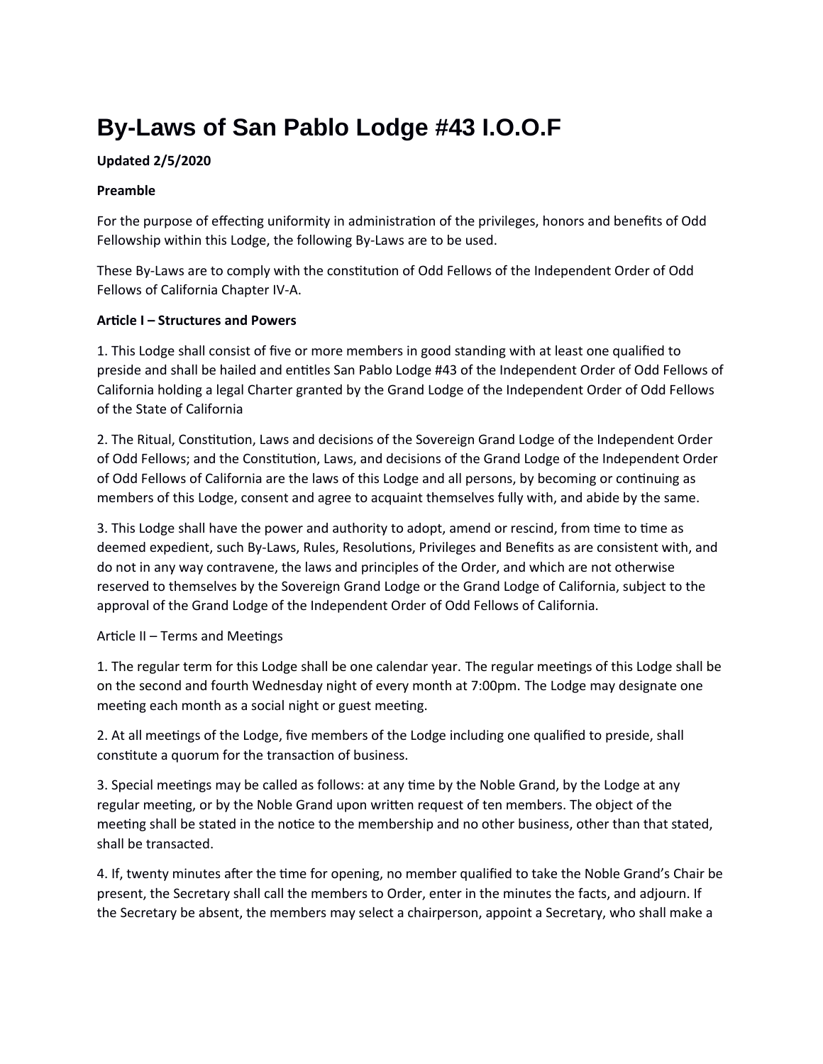# By-Laws of San Pablo Lodge #43 I.O.O.F

**Updated 2/5/2020**

**Preamble**

For the purpose of effecting uniformity in administration of the privileges, honors and benefits of Odd Fellowship within this Lodge, the following By-Laws are to be used.

These By-Laws are to comply with the constitution of Odd Fellows of the Independent Order of Odd Fellows of California Chapter IV-A.

**Article I – Structures and Powers**

1. This Lodge shall consist of five or more members in good standing with at least one qualified to preside and shall be hailed and entitles San Pablo Lodge #43 of the Independent Order of Odd Fellows of California holding a legal Charter granted by the Grand Lodge of the Independent Order of Odd Fellows of the State of California

2. The Ritual, Constitution, Laws and decisions of the Sovereign Grand Lodge of the Independent Order of Odd Fellows; and the Constitution, Laws, and decisions of the Grand Lodge of the Independent Order of Odd Fellows of California are the laws of this Lodge and all persons, by becoming or continuing as members of this Lodge, consent and agree to acquaint themselves fully with, and abide by the same.

3. This Lodge shall have the power and authority to adopt, amend or rescind, from time to time as deemed expedient, such By-Laws, Rules, Resolutions, Privileges and Benefits as are consistent with, and do not in any way contravene, the laws and principles of the Order, and which are not otherwise reserved to themselves by the Sovereign Grand Lodge or the Grand Lodge of California, subject to the approval of the Grand Lodge of the Independent Order of Odd Fellows of California.

Article II – Terms and Meetings

1. The regular term for this Lodge shall be one calendar year. The regular meetings of this Lodge shall be on the second and fourth Wednesday night of every month at 7:00pm. The Lodge may designate one meeting each month as a social night or guest meeting.

2. At all meetings of the Lodge, five members of the Lodge including one qualified to preside, shall constitute a quorum for the transaction of business.

3. Special meetings may be called as follows: at any time by the Noble Grand, by the Lodge at any regular meeting, or by the Noble Grand upon written request of ten members. The object of the meeting shall be stated in the notice to the membership and no other business, other than that stated, shall be transacted.

4. If, twenty minutes after the time for opening, no member qualified to take the Noble Grand's Chair be present, the Secretary shall call the members to Order, enter in the minutes the facts, and adjourn. If the Secretary be absent, the members may select a chairperson, appoint a Secretary, who shall make a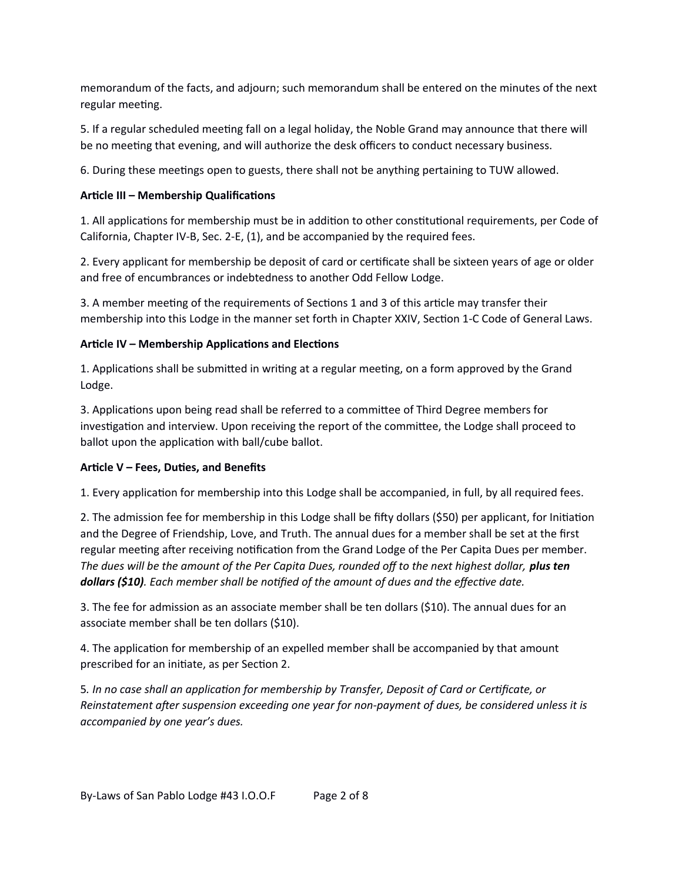memorandum of the facts, and adjourn; such memorandum shall be entered on the minutes of the next regular meeting.

5. If a regular scheduled meeting fall on a legal holiday, the Noble Grand may announce that there will be no meeting that evening, and will authorize the desk officers to conduct necessary business.

6. During these meetings open to guests, there shall not be anything pertaining to TUW allowed.

**Article III – Membership Qualifications**

1. All applications for membership must be in addition to other constitutional requirements, per Code of California, Chapter IV-B, Sec. 2-E, (1), and be accompanied by the required fees.

2. Every applicant for membership be deposit of card or certificate shall be sixteen years of age or older and free of encumbrances or indebtedness to another Odd Fellow Lodge.

3. A member meeting of the requirements of Sections 1 and 3 of this article may transfer their membership into this Lodge in the manner set forth in Chapter XXIV, Section 1-C Code of General Laws.

**Article IV – Membership Applications and Elections**

1. Applications shall be submitted in writing at a regular meeting, on a form approved by the Grand Lodge.

3. Applications upon being read shall be referred to a committee of Third Degree members for investigation and interview. Upon receiving the report of the committee, the Lodge shall proceed to ballot upon the application with ball/cube ballot.

**Article V – Fees, Duties, and Benefits**

1. Every application for membership into this Lodge shall be accompanied, in full, by all required fees.

2. The admission fee for membership in this Lodge shall be fifty dollars ($50) per applicant, for Initiation and the Degree of Friendship, Love, and Truth. The annual dues for a member shall be set at the first regular meeting after receiving notification from the Grand Lodge of the Per Capita Dues per member. *The dues will be the amount of the Per Capita Dues, rounded off to the next highest dollar,* ***plus ten dollars ($10)****. Each member shall be notified of the amount of dues and the effective date.*

3. The fee for admission as an associate member shall be ten dollars ($10). The annual dues for an associate member shall be ten dollars ($10).

4. The application for membership of an expelled member shall be accompanied by that amount prescribed for an initiate, as per Section 2.

5*. In no case shall an application for membership by Transfer, Deposit of Card or Certificate, or Reinstatement after suspension exceeding one year for non-payment of dues, be considered unless it is accompanied by one year's dues.*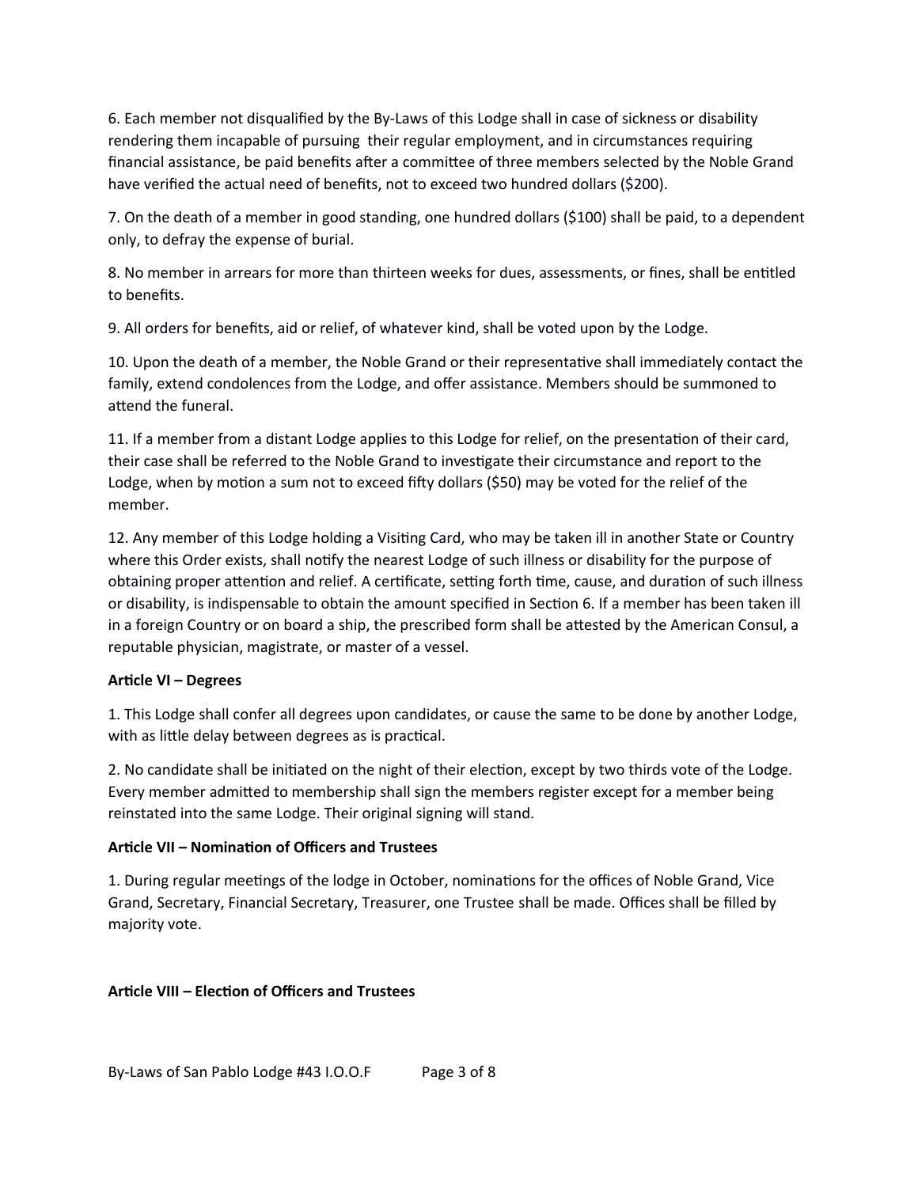6. Each member not disqualified by the By-Laws of this Lodge shall in case of sickness or disability rendering them incapable of pursuing their regular employment, and in circumstances requiring financial assistance, be paid benefits after a committee of three members selected by the Noble Grand have verified the actual need of benefits, not to exceed two hundred dollars ($200).

7. On the death of a member in good standing, one hundred dollars ($100) shall be paid, to a dependent only, to defray the expense of burial.

8. No member in arrears for more than thirteen weeks for dues, assessments, or fines, shall be entitled to benefits.

9. All orders for benefits, aid or relief, of whatever kind, shall be voted upon by the Lodge.

10. Upon the death of a member, the Noble Grand or their representative shall immediately contact the family, extend condolences from the Lodge, and offer assistance. Members should be summoned to attend the funeral.

11. If a member from a distant Lodge applies to this Lodge for relief, on the presentation of their card, their case shall be referred to the Noble Grand to investigate their circumstance and report to the Lodge, when by motion a sum not to exceed fifty dollars ($50) may be voted for the relief of the member.

12. Any member of this Lodge holding a Visiting Card, who may be taken ill in another State or Country where this Order exists, shall notify the nearest Lodge of such illness or disability for the purpose of obtaining proper attention and relief. A certificate, setting forth time, cause, and duration of such illness or disability, is indispensable to obtain the amount specified in Section 6. If a member has been taken ill in a foreign Country or on board a ship, the prescribed form shall be attested by the American Consul, a reputable physician, magistrate, or master of a vessel.

**Article VI – Degrees**

1. This Lodge shall confer all degrees upon candidates, or cause the same to be done by another Lodge, with as little delay between degrees as is practical.

2. No candidate shall be initiated on the night of their election, except by two thirds vote of the Lodge. Every member admitted to membership shall sign the members register except for a member being reinstated into the same Lodge. Their original signing will stand.

**Article VII – Nomination of Officers and Trustees**

1. During regular meetings of the lodge in October, nominations for the offices of Noble Grand, Vice Grand, Secretary, Financial Secretary, Treasurer, one Trustee shall be made. Offices shall be filled by majority vote.

**Article VIII – Election of Officers and Trustees**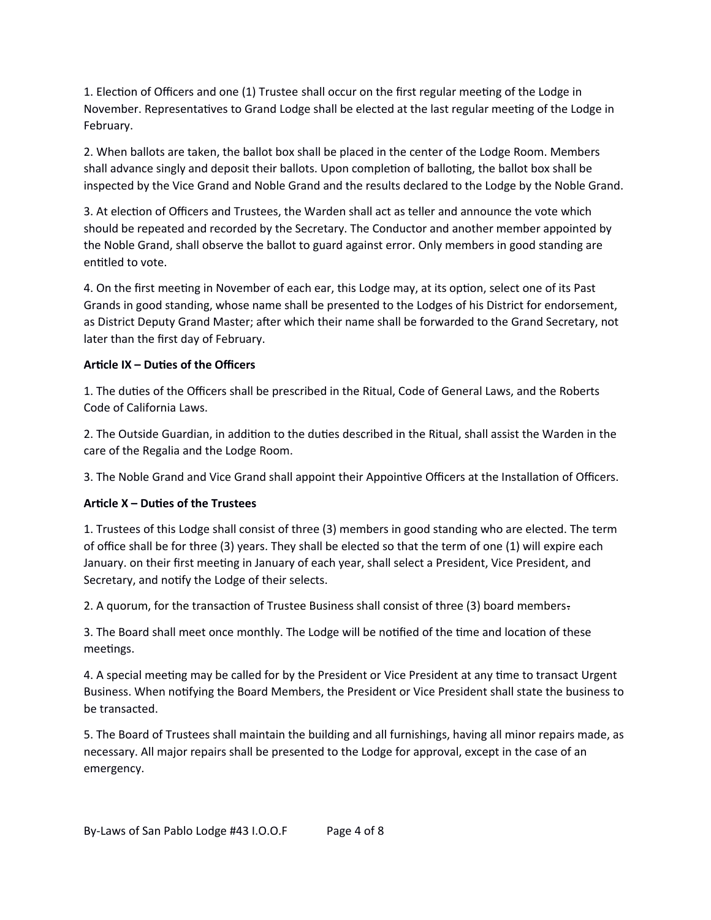1. Election of Officers and one (1) Trustee shall occur on the first regular meeting of the Lodge in November. Representatives to Grand Lodge shall be elected at the last regular meeting of the Lodge in February.

2. When ballots are taken, the ballot box shall be placed in the center of the Lodge Room. Members shall advance singly and deposit their ballots. Upon completion of balloting, the ballot box shall be inspected by the Vice Grand and Noble Grand and the results declared to the Lodge by the Noble Grand.

3. At election of Officers and Trustees, the Warden shall act as teller and announce the vote which should be repeated and recorded by the Secretary. The Conductor and another member appointed by the Noble Grand, shall observe the ballot to guard against error. Only members in good standing are entitled to vote.

4. On the first meeting in November of each ear, this Lodge may, at its option, select one of its Past Grands in good standing, whose name shall be presented to the Lodges of his District for endorsement, as District Deputy Grand Master; after which their name shall be forwarded to the Grand Secretary, not later than the first day of February.

**Article IX – Duties of the Officers**

1. The duties of the Officers shall be prescribed in the Ritual, Code of General Laws, and the Roberts Code of California Laws.

2. The Outside Guardian, in addition to the duties described in the Ritual, shall assist the Warden in the care of the Regalia and the Lodge Room.

3. The Noble Grand and Vice Grand shall appoint their Appointive Officers at the Installation of Officers.

**Article X – Duties of the Trustees**

1. Trustees of this Lodge shall consist of three (3) members in good standing who are elected. The term of office shall be for three (3) years. They shall be elected so that the term of one (1) will expire each January. on their first meeting in January of each year, shall select a President, Vice President, and Secretary, and notify the Lodge of their selects.

2. A quorum, for the transaction of Trustee Business shall consist of three (3) board members.

3. The Board shall meet once monthly. The Lodge will be notified of the time and location of these meetings.

4. A special meeting may be called for by the President or Vice President at any time to transact Urgent Business. When notifying the Board Members, the President or Vice President shall state the business to be transacted.

5. The Board of Trustees shall maintain the building and all furnishings, having all minor repairs made, as necessary. All major repairs shall be presented to the Lodge for approval, except in the case of an emergency.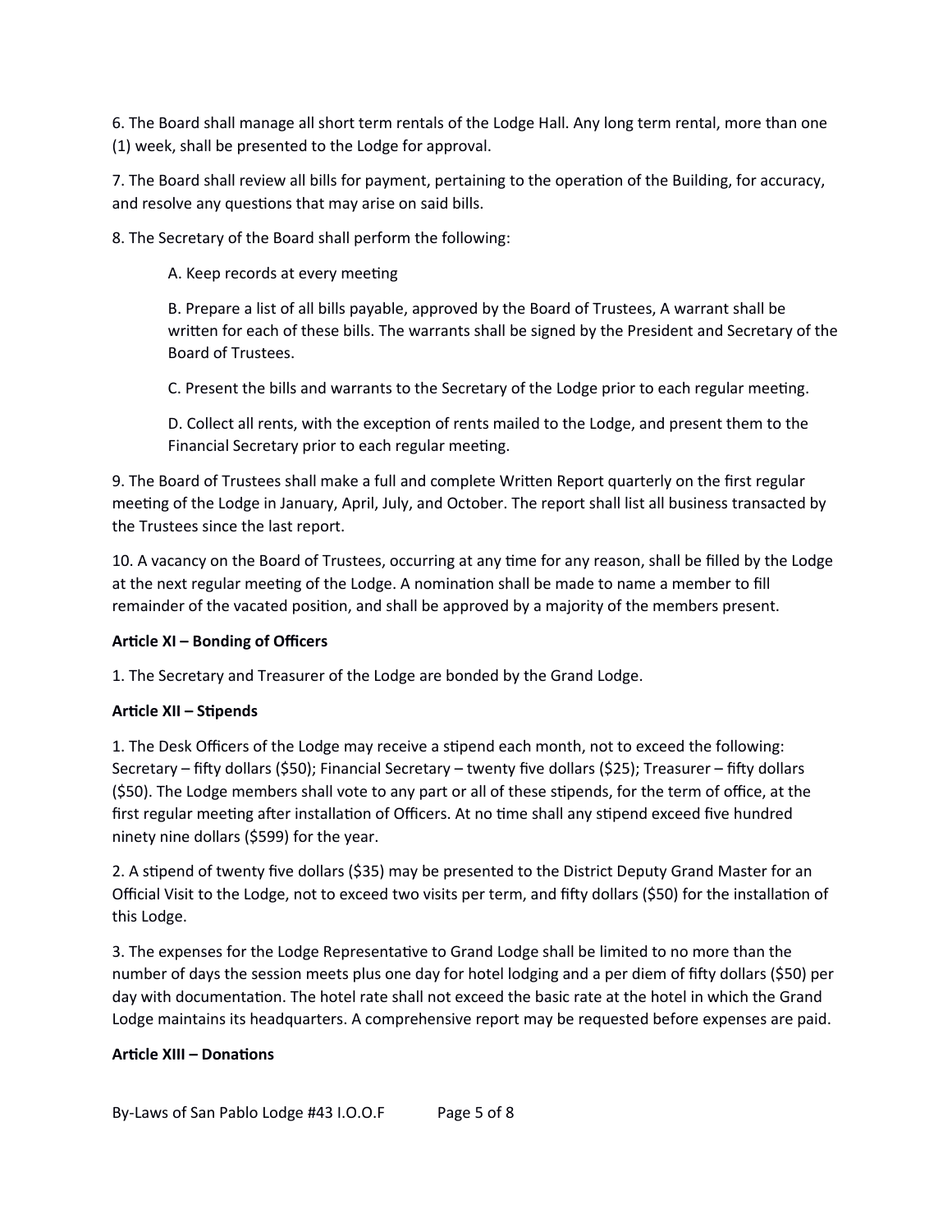6. The Board shall manage all short term rentals of the Lodge Hall. Any long term rental, more than one (1) week, shall be presented to the Lodge for approval.

7. The Board shall review all bills for payment, pertaining to the operation of the Building, for accuracy, and resolve any questions that may arise on said bills.

8. The Secretary of the Board shall perform the following:

A. Keep records at every meeting

B. Prepare a list of all bills payable, approved by the Board of Trustees, A warrant shall be written for each of these bills. The warrants shall be signed by the President and Secretary of the Board of Trustees.

C. Present the bills and warrants to the Secretary of the Lodge prior to each regular meeting.

D. Collect all rents, with the exception of rents mailed to the Lodge, and present them to the Financial Secretary prior to each regular meeting.

9. The Board of Trustees shall make a full and complete Written Report quarterly on the first regular meeting of the Lodge in January, April, July, and October. The report shall list all business transacted by the Trustees since the last report.

10. A vacancy on the Board of Trustees, occurring at any time for any reason, shall be filled by the Lodge at the next regular meeting of the Lodge. A nomination shall be made to name a member to fill remainder of the vacated position, and shall be approved by a majority of the members present.

**Article XI – Bonding of Officers**

1. The Secretary and Treasurer of the Lodge are bonded by the Grand Lodge.

**Article XII – Stipends**

1. The Desk Officers of the Lodge may receive a stipend each month, not to exceed the following: Secretary – fifty dollars ($50); Financial Secretary – twenty five dollars ($25); Treasurer – fifty dollars ($50). The Lodge members shall vote to any part or all of these stipends, for the term of office, at the first regular meeting after installation of Officers. At no time shall any stipend exceed five hundred ninety nine dollars ($599) for the year.

2. A stipend of twenty five dollars ($35) may be presented to the District Deputy Grand Master for an Official Visit to the Lodge, not to exceed two visits per term, and fifty dollars ($50) for the installation of this Lodge.

3. The expenses for the Lodge Representative to Grand Lodge shall be limited to no more than the number of days the session meets plus one day for hotel lodging and a per diem of fifty dollars ($50) per day with documentation. The hotel rate shall not exceed the basic rate at the hotel in which the Grand Lodge maintains its headquarters. A comprehensive report may be requested before expenses are paid.

**Article XIII – Donations**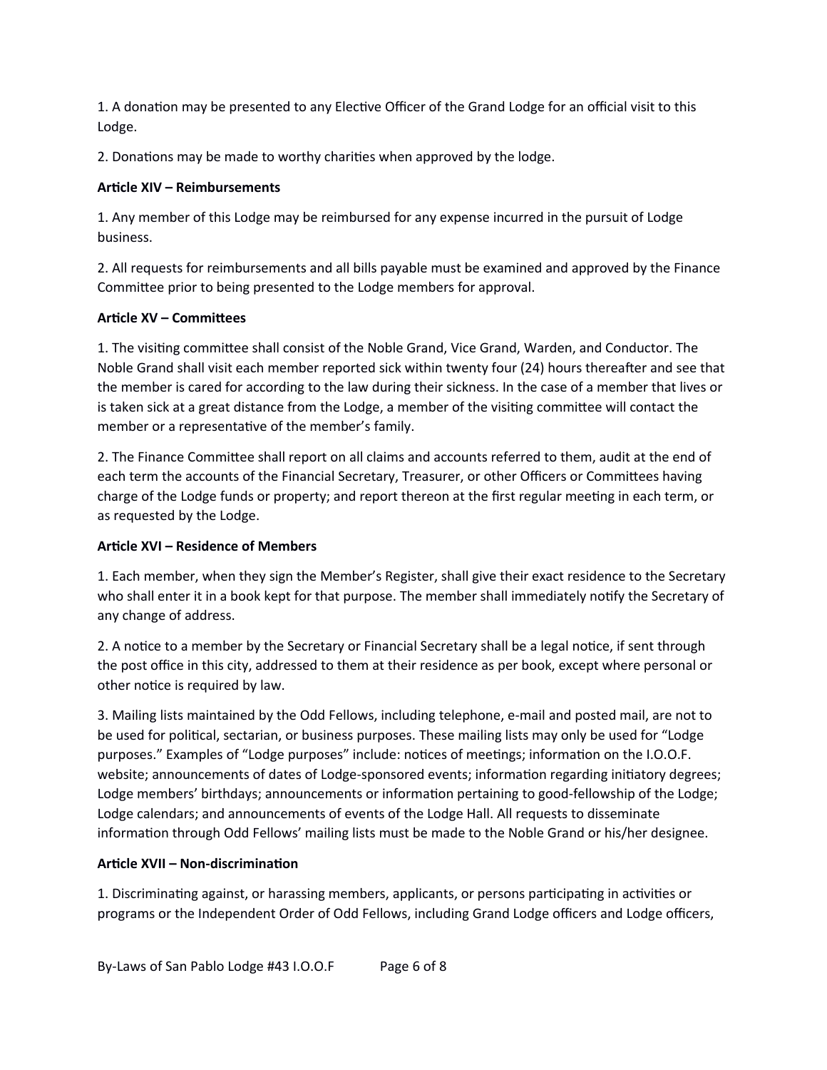1. A donation may be presented to any Elective Officer of the Grand Lodge for an official visit to this Lodge.

2. Donations may be made to worthy charities when approved by the lodge.

**Article XIV – Reimbursements**

1. Any member of this Lodge may be reimbursed for any expense incurred in the pursuit of Lodge business.

2. All requests for reimbursements and all bills payable must be examined and approved by the Finance Committee prior to being presented to the Lodge members for approval.

**Article XV – Committees**

1. The visiting committee shall consist of the Noble Grand, Vice Grand, Warden, and Conductor. The Noble Grand shall visit each member reported sick within twenty four (24) hours thereafter and see that the member is cared for according to the law during their sickness. In the case of a member that lives or is taken sick at a great distance from the Lodge, a member of the visiting committee will contact the member or a representative of the member's family.

2. The Finance Committee shall report on all claims and accounts referred to them, audit at the end of each term the accounts of the Financial Secretary, Treasurer, or other Officers or Committees having charge of the Lodge funds or property; and report thereon at the first regular meeting in each term, or as requested by the Lodge.

**Article XVI – Residence of Members**

1. Each member, when they sign the Member's Register, shall give their exact residence to the Secretary who shall enter it in a book kept for that purpose. The member shall immediately notify the Secretary of any change of address.

2. A notice to a member by the Secretary or Financial Secretary shall be a legal notice, if sent through the post office in this city, addressed to them at their residence as per book, except where personal or other notice is required by law.

3. Mailing lists maintained by the Odd Fellows, including telephone, e-mail and posted mail, are not to be used for political, sectarian, or business purposes. These mailing lists may only be used for "Lodge purposes." Examples of "Lodge purposes" include: notices of meetings; information on the I.O.O.F. website; announcements of dates of Lodge-sponsored events; information regarding initiatory degrees; Lodge members' birthdays; announcements or information pertaining to good-fellowship of the Lodge; Lodge calendars; and announcements of events of the Lodge Hall. All requests to disseminate information through Odd Fellows' mailing lists must be made to the Noble Grand or his/her designee.

**Article XVII – Non-discrimination**

1. Discriminating against, or harassing members, applicants, or persons participating in activities or programs or the Independent Order of Odd Fellows, including Grand Lodge officers and Lodge officers,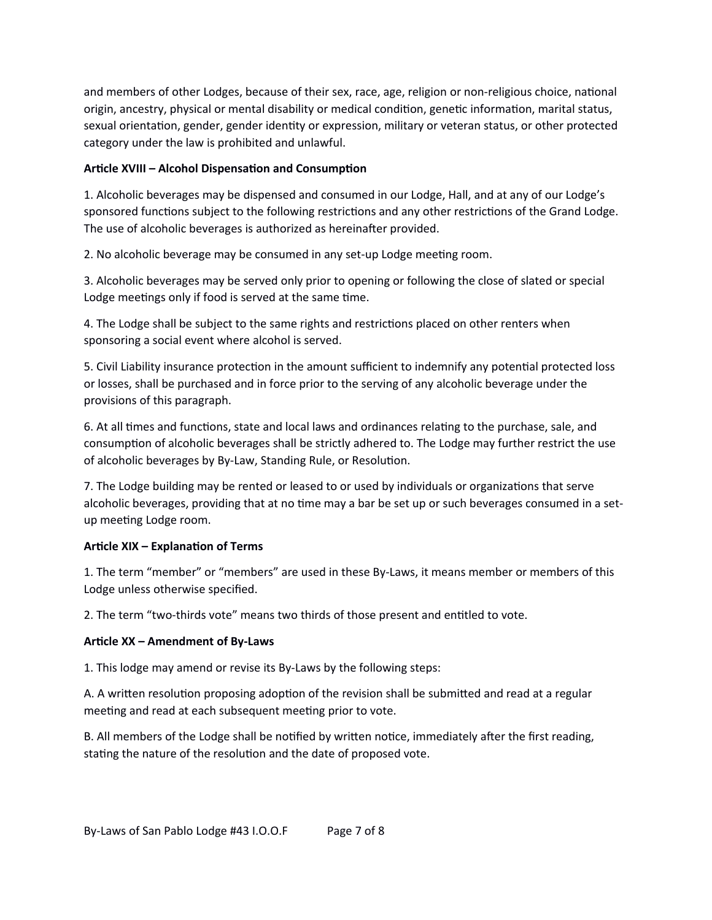and members of other Lodges, because of their sex, race, age, religion or non-religious choice, national origin, ancestry, physical or mental disability or medical condition, genetic information, marital status, sexual orientation, gender, gender identity or expression, military or veteran status, or other protected category under the law is prohibited and unlawful.

**Article XVIII – Alcohol Dispensation and Consumption**

1. Alcoholic beverages may be dispensed and consumed in our Lodge, Hall, and at any of our Lodge's sponsored functions subject to the following restrictions and any other restrictions of the Grand Lodge. The use of alcoholic beverages is authorized as hereinafter provided.

2. No alcoholic beverage may be consumed in any set-up Lodge meeting room.

3. Alcoholic beverages may be served only prior to opening or following the close of slated or special Lodge meetings only if food is served at the same time.

4. The Lodge shall be subject to the same rights and restrictions placed on other renters when sponsoring a social event where alcohol is served.

5. Civil Liability insurance protection in the amount sufficient to indemnify any potential protected loss or losses, shall be purchased and in force prior to the serving of any alcoholic beverage under the provisions of this paragraph.

6. At all times and functions, state and local laws and ordinances relating to the purchase, sale, and consumption of alcoholic beverages shall be strictly adhered to. The Lodge may further restrict the use of alcoholic beverages by By-Law, Standing Rule, or Resolution.

7. The Lodge building may be rented or leased to or used by individuals or organizations that serve alcoholic beverages, providing that at no time may a bar be set up or such beverages consumed in a set-up meeting Lodge room.

**Article XIX – Explanation of Terms**

1. The term "member" or "members" are used in these By-Laws, it means member or members of this Lodge unless otherwise specified.

2. The term "two-thirds vote" means two thirds of those present and entitled to vote.

**Article XX – Amendment of By-Laws**

1. This lodge may amend or revise its By-Laws by the following steps:

A. A written resolution proposing adoption of the revision shall be submitted and read at a regular meeting and read at each subsequent meeting prior to vote.

B. All members of the Lodge shall be notified by written notice, immediately after the first reading, stating the nature of the resolution and the date of proposed vote.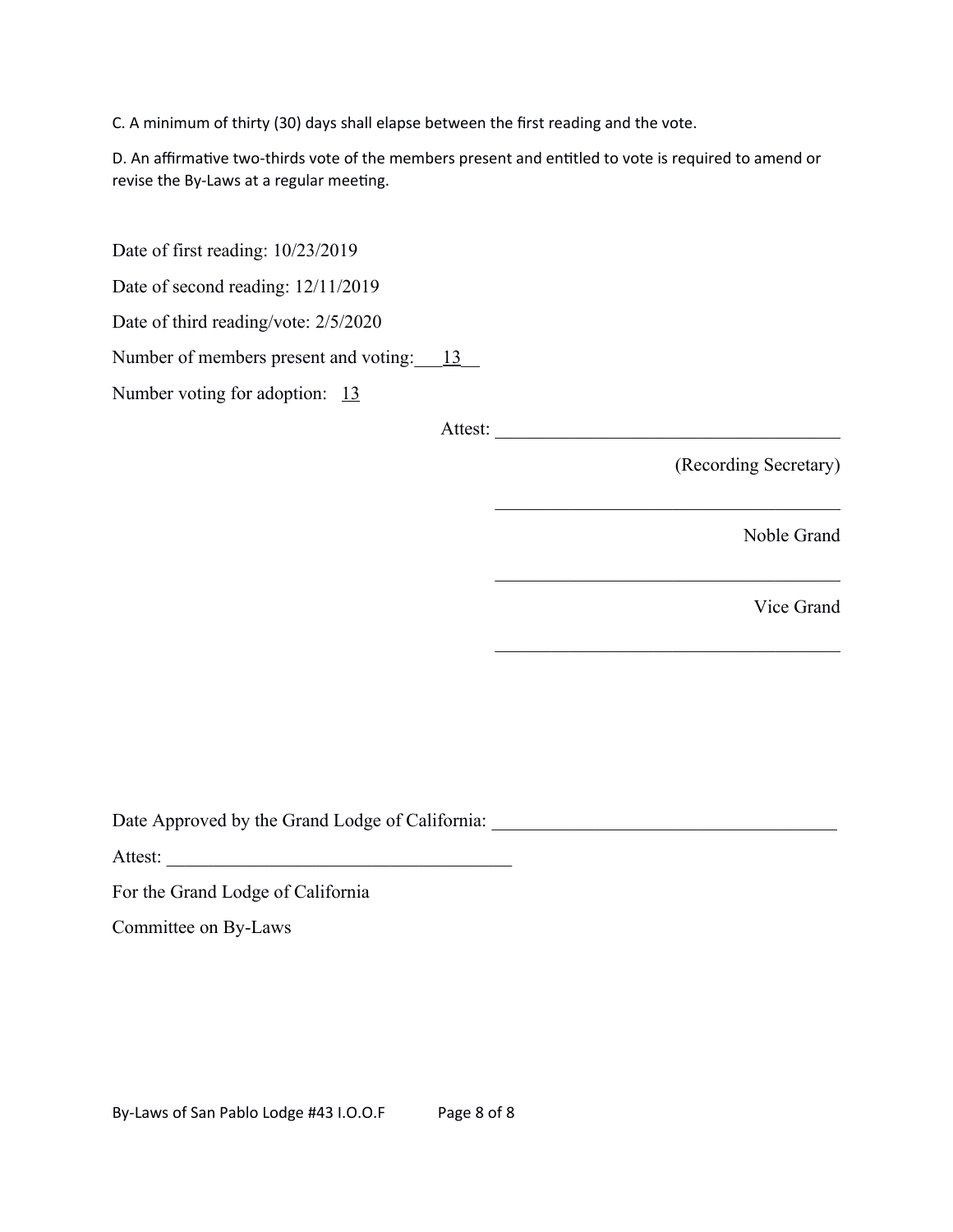C. A minimum of thirty (30) days shall elapse between the first reading and the vote.

D. An affirmative two-thirds vote of the members present and entitled to vote is required to amend or revise the By-Laws at a regular meeting.

Date of first reading: 10/23/2019

Date of second reading: 12/11/2019

Date of third reading/vote: 2/5/2020

Number of members present and voting: 13

Number voting for adoption: 13

Attest: ____________________________________

(Recording Secretary)

____________________________________

Noble Grand

____________________________________

Vice Grand

____________________________________

Date Approved by the Grand Lodge of California: ____________________________________

Attest: ____________________________________

For the Grand Lodge of California

Committee on By-Laws